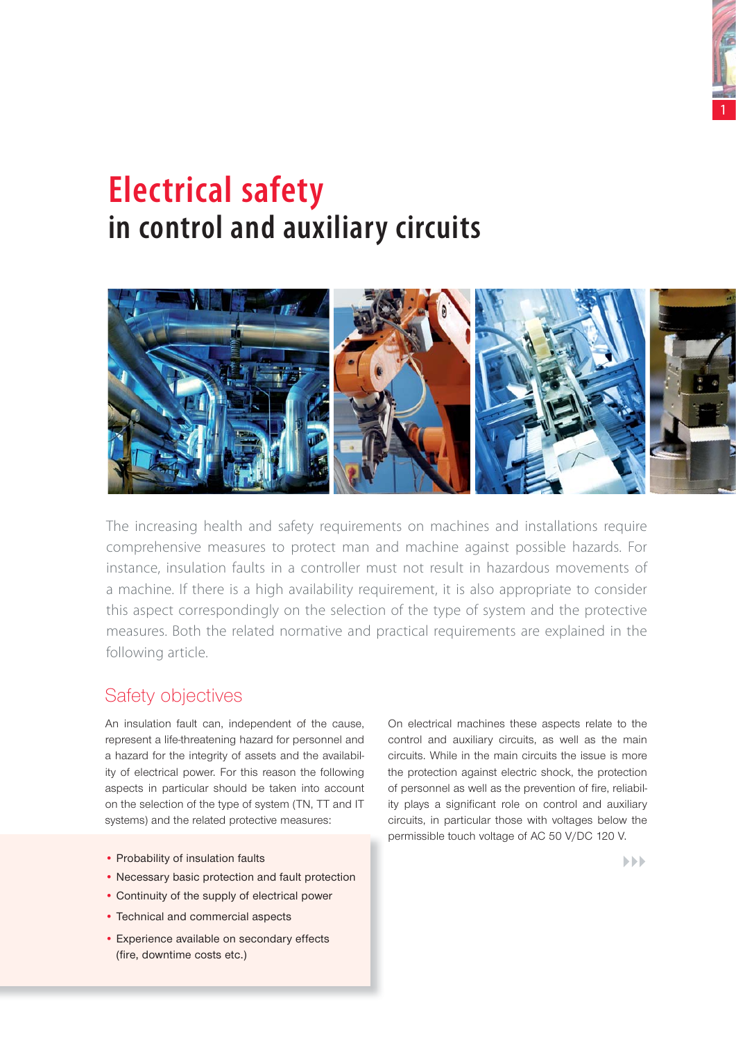# Electrical safety
## in control and auxiliary circuits

The increasing health and safety requirements on machines and installations require comprehensive measures to protect man and machine against possible hazards. For instance, insulation faults in a controller must not result in hazardous movements of a machine. If there is a high availability requirement, it is also appropriate to consider this aspect correspondingly on the selection of the type of system and the protective measures. Both the related normative and practical requirements are explained in the following article.

## Safety objectives

An insulation fault can, independent of the cause, represent a life-threatening hazard for personnel and a hazard for the integrity of assets and the availability of electrical power. For this reason the following aspects in particular should be taken into account on the selection of the type of system (TN, TT and IT systems) and the related protective measures:

- Probability of insulation faults
- Necessary basic protection and fault protection
- Continuity of the supply of electrical power
- Technical and commercial aspects
- Experience available on secondary effects (fire, downtime costs etc.)

On electrical machines these aspects relate to the control and auxiliary circuits, as well as the main circuits. While in the main circuits the issue is more the protection against electric shock, the protection of personnel as well as the prevention of fire, reliability plays a significant role on control and auxiliary circuits, in particular those with voltages below the permissible touch voltage of AC 50 V/DC 120 V.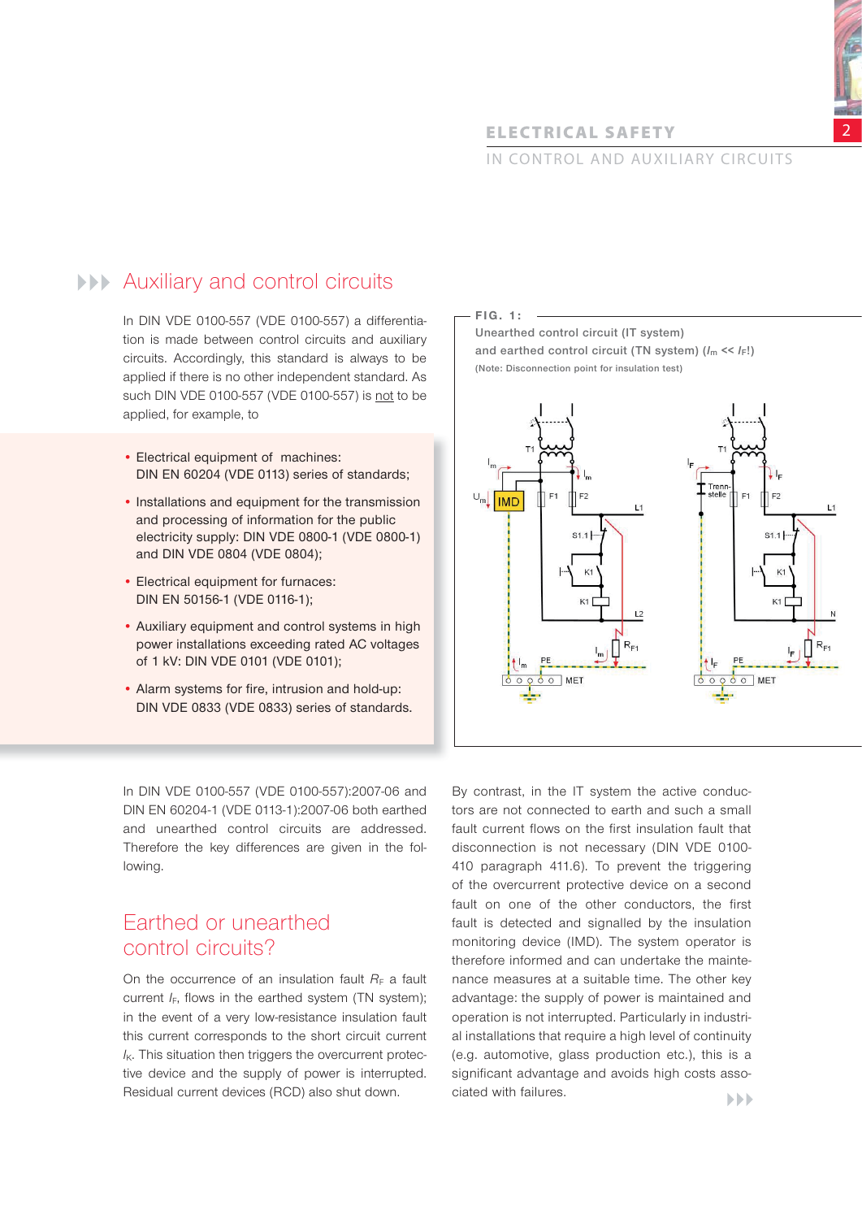## Auxiliary and control circuits

In DIN VDE 0100-557 (VDE 0100-557) a differentiation is made between control circuits and auxiliary circuits. Accordingly, this standard is always to be applied if there is no other independent standard. As such DIN VDE 0100-557 (VDE 0100-557) is not to be applied, for example, to

- Electrical equipment of machines: DIN EN 60204 (VDE 0113) series of standards;
- Installations and equipment for the transmission and processing of information for the public electricity supply: DIN VDE 0800-1 (VDE 0800-1) and DIN VDE 0804 (VDE 0804);
- Electrical equipment for furnaces: DIN EN 50156-1 (VDE 0116-1);
- Auxiliary equipment and control systems in high power installations exceeding rated AC voltages of 1 kV: DIN VDE 0101 (VDE 0101);
- Alarm systems for fire, intrusion and hold-up: DIN VDE 0833 (VDE 0833) series of standards.

**FIG. 1:**
Unearthed control circuit (IT system) and earthed control circuit (TN system) ($I_m$ << $I_F$!)
(Note: Disconnection point for insulation test)

In DIN VDE 0100-557 (VDE 0100-557):2007-06 and DIN EN 60204-1 (VDE 0113-1):2007-06 both earthed and unearthed control circuits are addressed. Therefore the key differences are given in the following.

## Earthed or unearthed control circuits?

On the occurrence of an insulation fault $R_F$ a fault current $I_F$, flows in the earthed system (TN system); in the event of a very low-resistance insulation fault this current corresponds to the short circuit current $I_K$. This situation then triggers the overcurrent protective device and the supply of power is interrupted. Residual current devices (RCD) also shut down.

By contrast, in the IT system the active conductors are not connected to earth and such a small fault current flows on the first insulation fault that disconnection is not necessary (DIN VDE 0100-410 paragraph 411.6). To prevent the triggering of the overcurrent protective device on a second fault on one of the other conductors, the first fault is detected and signalled by the insulation monitoring device (IMD). The system operator is therefore informed and can undertake the maintenance measures at a suitable time. The other key advantage: the supply of power is maintained and operation is not interrupted. Particularly in industrial installations that require a high level of continuity (e.g. automotive, glass production etc.), this is a significant advantage and avoids high costs associated with failures.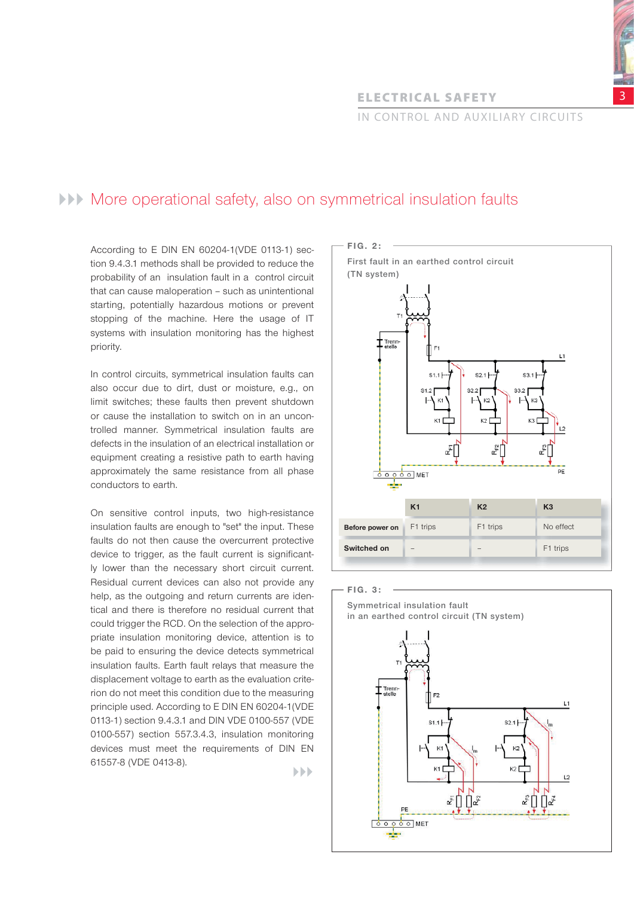## More operational safety, also on symmetrical insulation faults

According to E DIN EN 60204-1(VDE 0113-1) section 9.4.3.1 methods shall be provided to reduce the probability of an insulation fault in a control circuit that can cause maloperation – such as unintentional starting, potentially hazardous motions or prevent stopping of the machine. Here the usage of IT systems with insulation monitoring has the highest priority.

In control circuits, symmetrical insulation faults can also occur due to dirt, dust or moisture, e.g., on limit switches; these faults then prevent shutdown or cause the installation to switch on in an uncontrolled manner. Symmetrical insulation faults are defects in the insulation of an electrical installation or equipment creating a resistive path to earth having approximately the same resistance from all phase conductors to earth.

On sensitive control inputs, two high-resistance insulation faults are enough to "set" the input. These faults do not then cause the overcurrent protective device to trigger, as the fault current is significantly lower than the necessary short circuit current. Residual current devices can also not provide any help, as the outgoing and return currents are identical and there is therefore no residual current that could trigger the RCD. On the selection of the appropriate insulation monitoring device, attention is to be paid to ensuring the device detects symmetrical insulation faults. Earth fault relays that measure the displacement voltage to earth as the evaluation criterion do not meet this condition due to the measuring principle used. According to E DIN EN 60204-1(VDE 0113-1) section 9.4.3.1 and DIN VDE 0100-557 (VDE 0100-557) section 557.3.4.3, insulation monitoring devices must meet the requirements of DIN EN 61557-8 (VDE 0413-8).

**FIG. 2:**

First fault in an earthed control circuit (TN system)

| | K1 | K2 | K3 |
|---|---|---|---|
| **Before power on** | F1 trips | F1 trips | No effect |
| **Switched on** | – | – | F1 trips |

**FIG. 3:**

Symmetrical insulation fault in an earthed control circuit (TN system)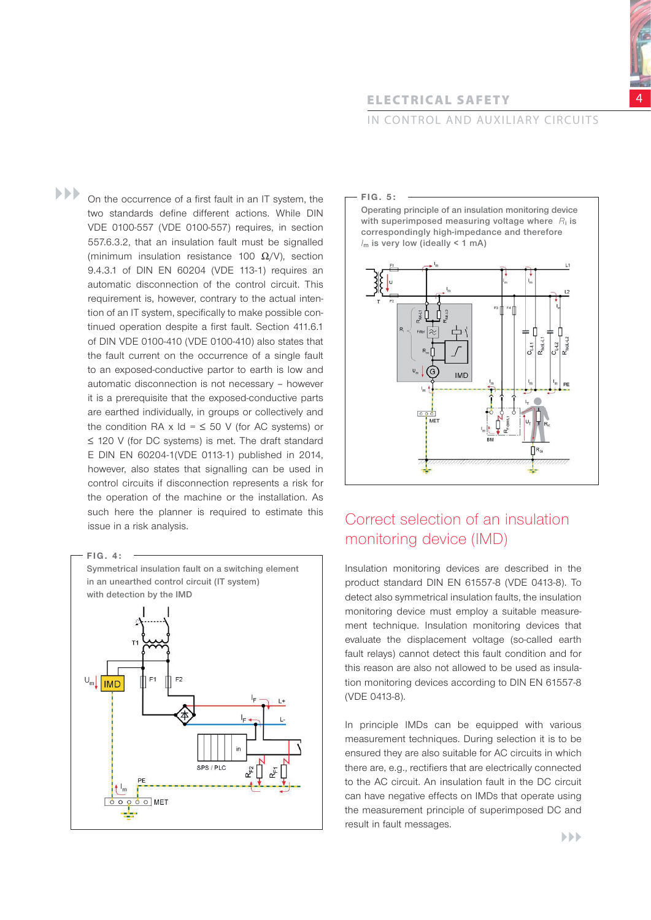On the occurrence of a first fault in an IT system, the two standards define different actions. While DIN VDE 0100-557 (VDE 0100-557) requires, in section 557.6.3.2, that an insulation fault must be signalled (minimum insulation resistance 100 Ω/V), section 9.4.3.1 of DIN EN 60204 (VDE 113-1) requires an automatic disconnection of the control circuit. This requirement is, however, contrary to the actual intention of an IT system, specifically to make possible continued operation despite a first fault. Section 411.6.1 of DIN VDE 0100-410 (VDE 0100-410) also states that the fault current on the occurrence of a single fault to an exposed-conductive partor to earth is low and automatic disconnection is not necessary – however it is a prerequisite that the exposed-conductive parts are earthed individually, in groups or collectively and the condition RA x Id = ≤ 50 V (for AC systems) or ≤ 120 V (for DC systems) is met. The draft standard E DIN EN 60204-1(VDE 0113-1) published in 2014, however, also states that signalling can be used in control circuits if disconnection represents a risk for the operation of the machine or the installation. As such here the planner is required to estimate this issue in a risk analysis.

**FIG. 4:**
Symmetrical insulation fault on a switching element in an unearthed control circuit (IT system) with detection by the IMD

**FIG. 5:**
Operating principle of an insulation monitoring device with superimposed measuring voltage where $R_i$ is correspondingly high-impedance and therefore $I_m$ is very low (ideally < 1 mA)

## Correct selection of an insulation monitoring device (IMD)

Insulation monitoring devices are described in the product standard DIN EN 61557-8 (VDE 0413-8). To detect also symmetrical insulation faults, the insulation monitoring device must employ a suitable measurement technique. Insulation monitoring devices that evaluate the displacement voltage (so-called earth fault relays) cannot detect this fault condition and for this reason are also not allowed to be used as insulation monitoring devices according to DIN EN 61557-8 (VDE 0413-8).

In principle IMDs can be equipped with various measurement techniques. During selection it is to be ensured they are also suitable for AC circuits in which there are, e.g., rectifiers that are electrically connected to the AC circuit. An insulation fault in the DC circuit can have negative effects on IMDs that operate using the measurement principle of superimposed DC and result in fault messages.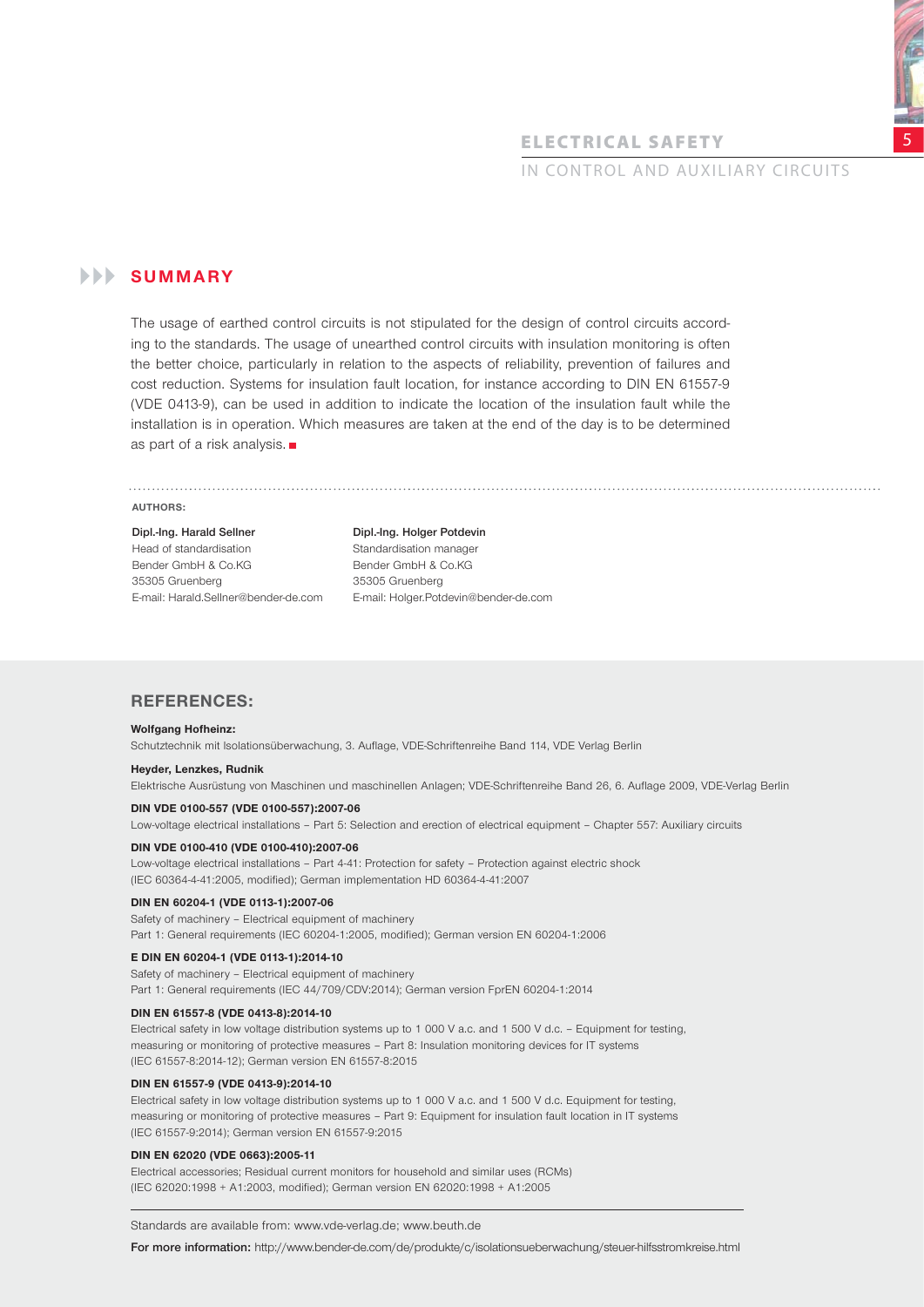## SUMMARY

The usage of earthed control circuits is not stipulated for the design of control circuits according to the standards. The usage of unearthed control circuits with insulation monitoring is often the better choice, particularly in relation to the aspects of reliability, prevention of failures and cost reduction. Systems for insulation fault location, for instance according to DIN EN 61557-9 (VDE 0413-9), can be used in addition to indicate the location of the insulation fault while the installation is in operation. Which measures are taken at the end of the day is to be determined as part of a risk analysis.

**AUTHORS:**

**Dipl.-Ing. Harald Sellner**
Head of standardisation
Bender GmbH & Co.KG
35305 Gruenberg
E-mail: Harald.Sellner@bender-de.com

**Dipl.-Ing. Holger Potdevin**
Standardisation manager
Bender GmbH & Co.KG
35305 Gruenberg
E-mail: Holger.Potdevin@bender-de.com

## REFERENCES:

**Wolfgang Hofheinz:**
Schutztechnik mit Isolationsüberwachung, 3. Auflage, VDE-Schriftenreihe Band 114, VDE Verlag Berlin

**Heyder, Lenzkes, Rudnik**
Elektrische Ausrüstung von Maschinen und maschinellen Anlagen; VDE-Schriftenreihe Band 26, 6. Auflage 2009, VDE-Verlag Berlin

**DIN VDE 0100-557 (VDE 0100-557):2007-06**
Low-voltage electrical installations – Part 5: Selection and erection of electrical equipment – Chapter 557: Auxiliary circuits

**DIN VDE 0100-410 (VDE 0100-410):2007-06**
Low-voltage electrical installations – Part 4-41: Protection for safety – Protection against electric shock
(IEC 60364-4-41:2005, modified); German implementation HD 60364-4-41:2007

**DIN EN 60204-1 (VDE 0113-1):2007-06**
Safety of machinery – Electrical equipment of machinery
Part 1: General requirements (IEC 60204-1:2005, modified); German version EN 60204-1:2006

**E DIN EN 60204-1 (VDE 0113-1):2014-10**
Safety of machinery – Electrical equipment of machinery
Part 1: General requirements (IEC 44/709/CDV:2014); German version FprEN 60204-1:2014

**DIN EN 61557-8 (VDE 0413-8):2014-10**
Electrical safety in low voltage distribution systems up to 1 000 V a.c. and 1 500 V d.c. – Equipment for testing, measuring or monitoring of protective measures – Part 8: Insulation monitoring devices for IT systems
(IEC 61557-8:2014-12); German version EN 61557-8:2015

**DIN EN 61557-9 (VDE 0413-9):2014-10**
Electrical safety in low voltage distribution systems up to 1 000 V a.c. and 1 500 V d.c. Equipment for testing, measuring or monitoring of protective measures – Part 9: Equipment for insulation fault location in IT systems
(IEC 61557-9:2014); German version EN 61557-9:2015

**DIN EN 62020 (VDE 0663):2005-11**
Electrical accessories; Residual current monitors for household and similar uses (RCMs)
(IEC 62020:1998 + A1:2003, modified); German version EN 62020:1998 + A1:2005

Standards are available from: www.vde-verlag.de; www.beuth.de

**For more information:** http://www.bender-de.com/de/produkte/c/isolationsueberwachung/steuer-hilfsstromkreise.html